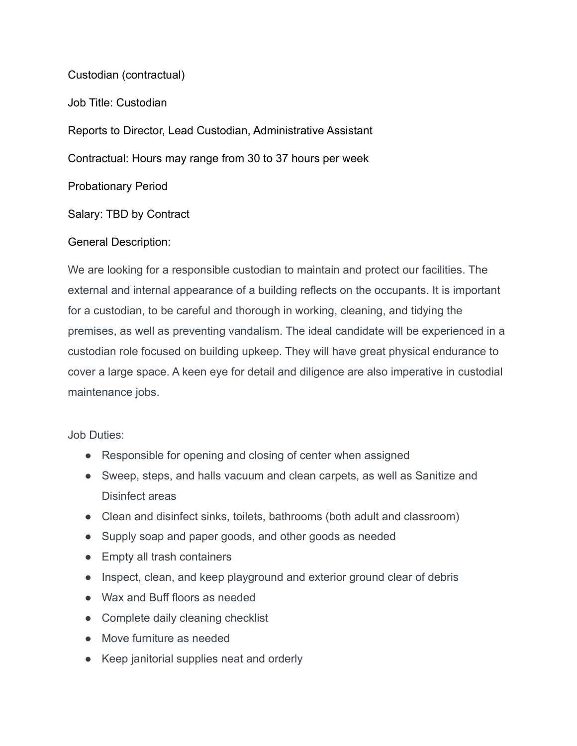Custodian (contractual)

Job Title: Custodian

Reports to Director, Lead Custodian, Administrative Assistant

Contractual: Hours may range from 30 to 37 hours per week

Probationary Period

Salary: TBD by Contract

General Description:

We are looking for a responsible custodian to maintain and protect our facilities. The external and internal appearance of a building reflects on the occupants. It is important for a custodian, to be careful and thorough in working, cleaning, and tidying the premises, as well as preventing vandalism. The ideal candidate will be experienced in a custodian role focused on building upkeep. They will have great physical endurance to cover a large space. A keen eye for detail and diligence are also imperative in custodial maintenance jobs.

Job Duties:

- Responsible for opening and closing of center when assigned
- Sweep, steps, and halls vacuum and clean carpets, as well as Sanitize and Disinfect areas
- Clean and disinfect sinks, toilets, bathrooms (both adult and classroom)
- Supply soap and paper goods, and other goods as needed
- Empty all trash containers
- Inspect, clean, and keep playground and exterior ground clear of debris
- Wax and Buff floors as needed
- Complete daily cleaning checklist
- Move furniture as needed
- Keep janitorial supplies neat and orderly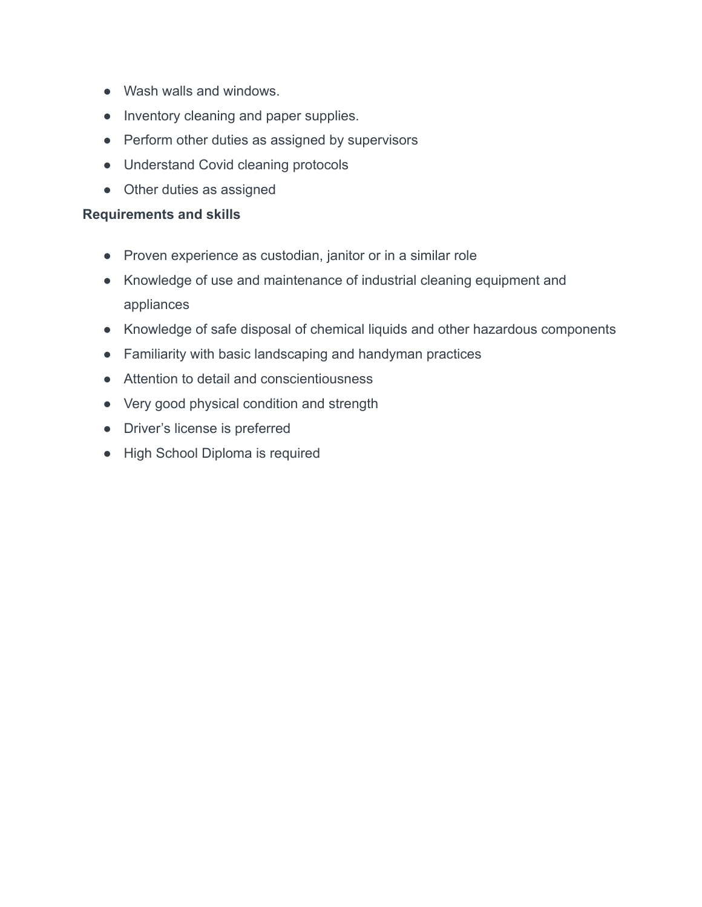- Wash walls and windows.
- Inventory cleaning and paper supplies.
- Perform other duties as assigned by supervisors
- Understand Covid cleaning protocols
- Other duties as assigned

**Requirements and skills**

- Proven experience as custodian, janitor or in a similar role
- Knowledge of use and maintenance of industrial cleaning equipment and appliances
- Knowledge of safe disposal of chemical liquids and other hazardous components
- Familiarity with basic landscaping and handyman practices
- Attention to detail and conscientiousness
- Very good physical condition and strength
- Driver's license is preferred
- High School Diploma is required